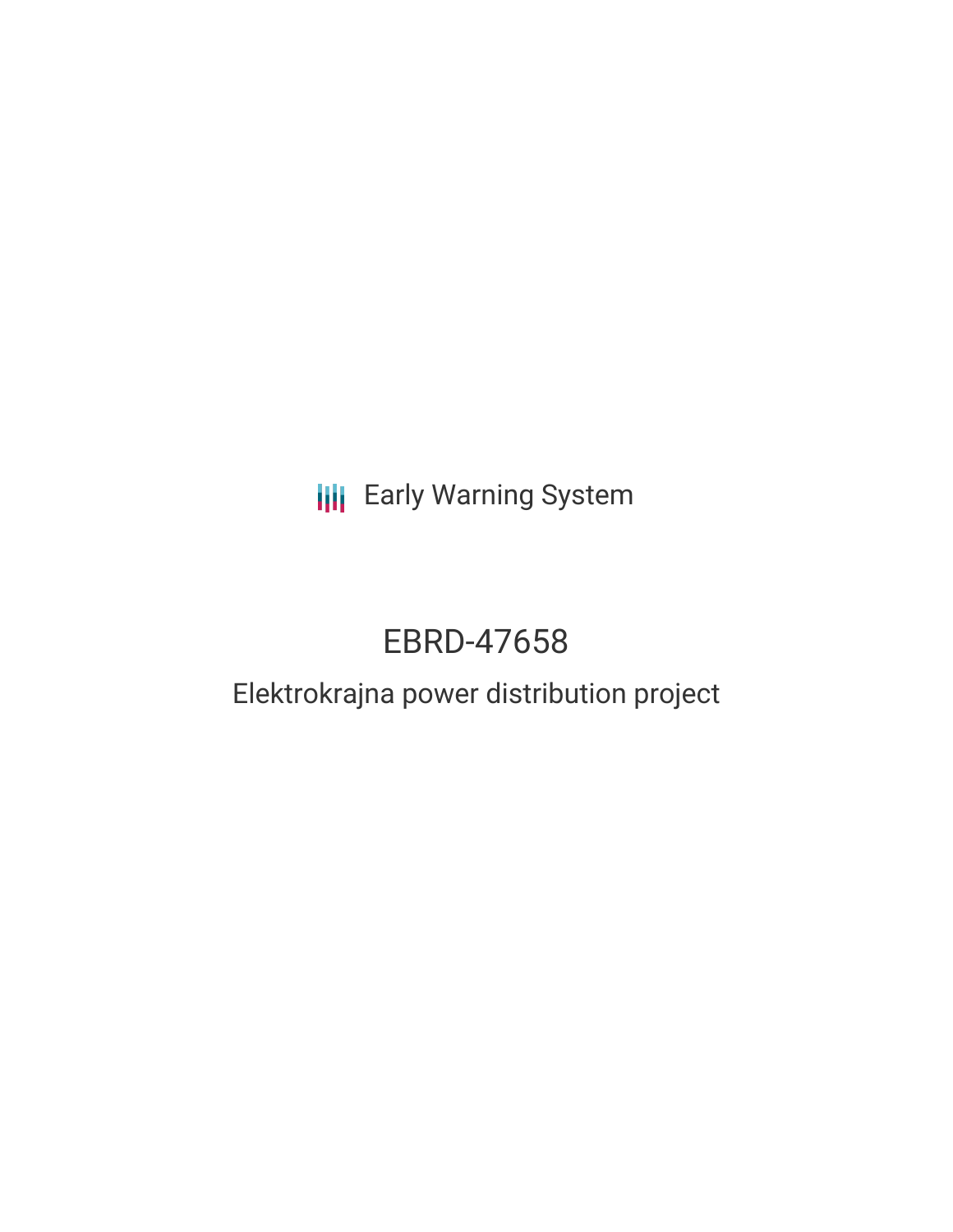Early Warning System

# EBRD-47658

## Elektrokrajna power distribution project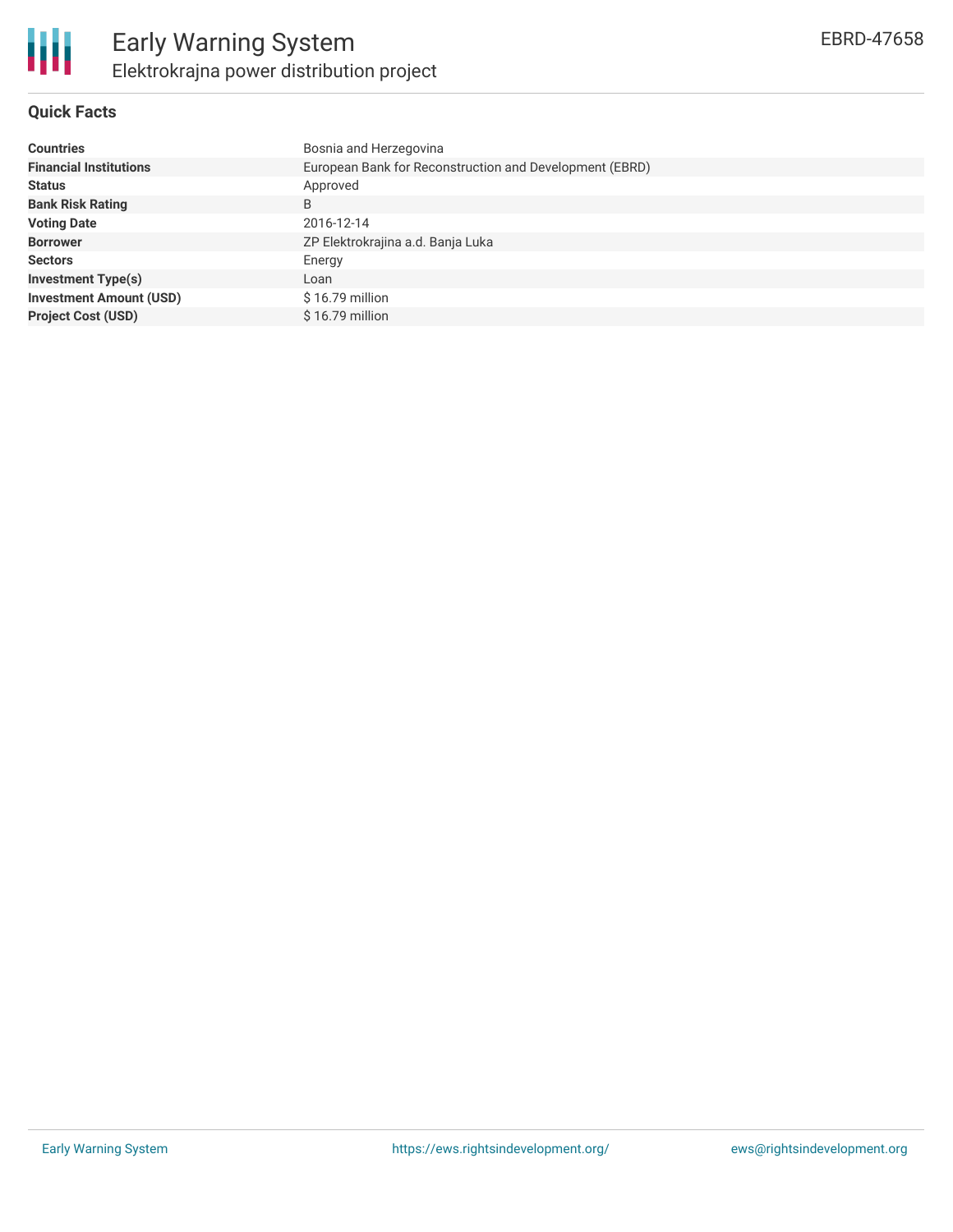# Early Warning System

## Elektrokrajna power distribution project

EBRD-47658

### Quick Facts

| | |
|---|---|
| **Countries** | Bosnia and Herzegovina |
| **Financial Institutions** | European Bank for Reconstruction and Development (EBRD) |
| **Status** | Approved |
| **Bank Risk Rating** | B |
| **Voting Date** | 2016-12-14 |
| **Borrower** | ZP Elektrokrajina a.d. Banja Luka |
| **Sectors** | Energy |
| **Investment Type(s)** | Loan |
| **Investment Amount (USD)** | $ 16.79 million |
| **Project Cost (USD)** | $ 16.79 million |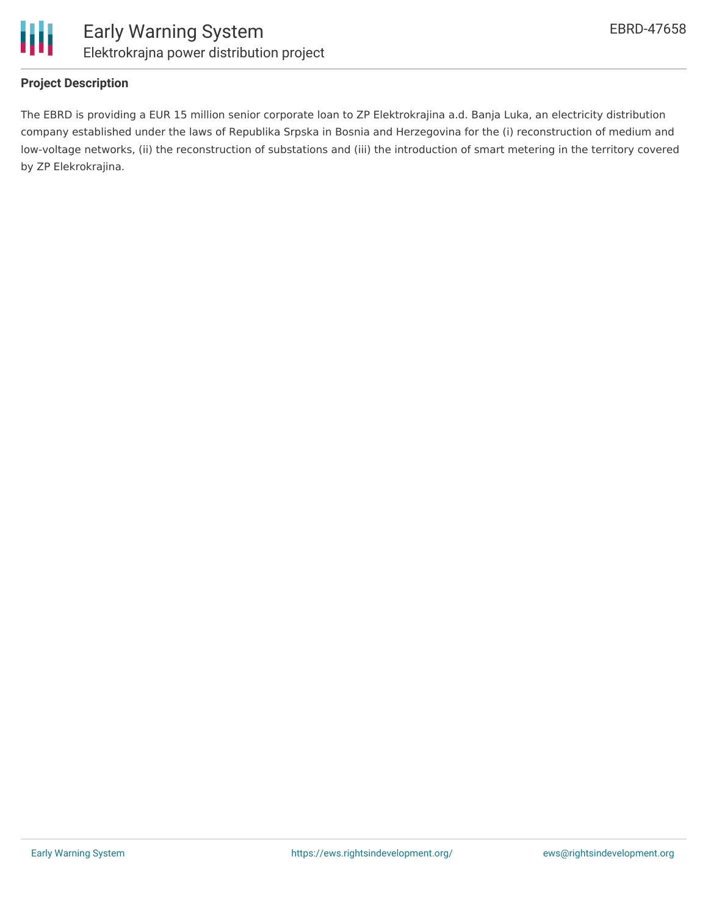**Project Description**

The EBRD is providing a EUR 15 million senior corporate loan to ZP Elektrokrajina a.d. Banja Luka, an electricity distribution company established under the laws of Republika Srpska in Bosnia and Herzegovina for the (i) reconstruction of medium and low-voltage networks, (ii) the reconstruction of substations and (iii) the introduction of smart metering in the territory covered by ZP Elekrokrajina.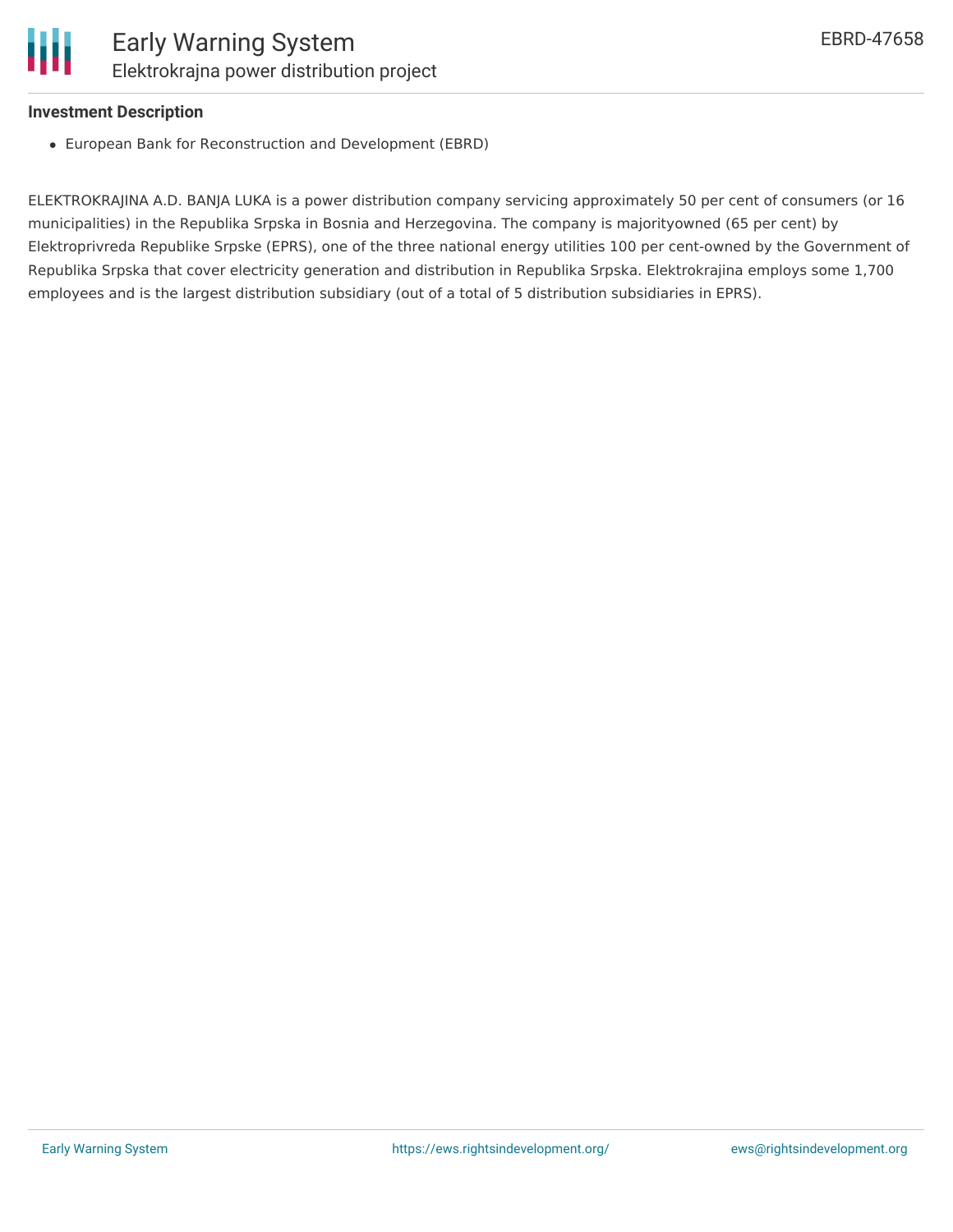**Investment Description**

- European Bank for Reconstruction and Development (EBRD)

ELEKTROKRAJINA A.D. BANJA LUKA is a power distribution company servicing approximately 50 per cent of consumers (or 16 municipalities) in the Republika Srpska in Bosnia and Herzegovina. The company is majorityowned (65 per cent) by Elektroprivreda Republike Srpske (EPRS), one of the three national energy utilities 100 per cent-owned by the Government of Republika Srpska that cover electricity generation and distribution in Republika Srpska. Elektrokrajina employs some 1,700 employees and is the largest distribution subsidiary (out of a total of 5 distribution subsidiaries in EPRS).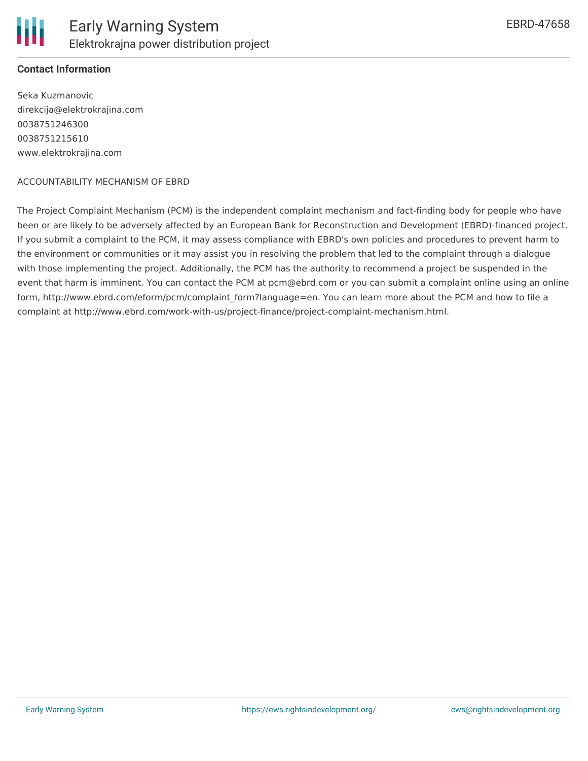**Contact Information**

Seka Kuzmanovic
direkcija@elektrokrajina.com
0038751246300
0038751215610
www.elektrokrajina.com

ACCOUNTABILITY MECHANISM OF EBRD

The Project Complaint Mechanism (PCM) is the independent complaint mechanism and fact-finding body for people who have been or are likely to be adversely affected by an European Bank for Reconstruction and Development (EBRD)-financed project. If you submit a complaint to the PCM, it may assess compliance with EBRD's own policies and procedures to prevent harm to the environment or communities or it may assist you in resolving the problem that led to the complaint through a dialogue with those implementing the project. Additionally, the PCM has the authority to recommend a project be suspended in the event that harm is imminent. You can contact the PCM at pcm@ebrd.com or you can submit a complaint online using an online form, http://www.ebrd.com/eform/pcm/complaint_form?language=en. You can learn more about the PCM and how to file a complaint at http://www.ebrd.com/work-with-us/project-finance/project-complaint-mechanism.html.